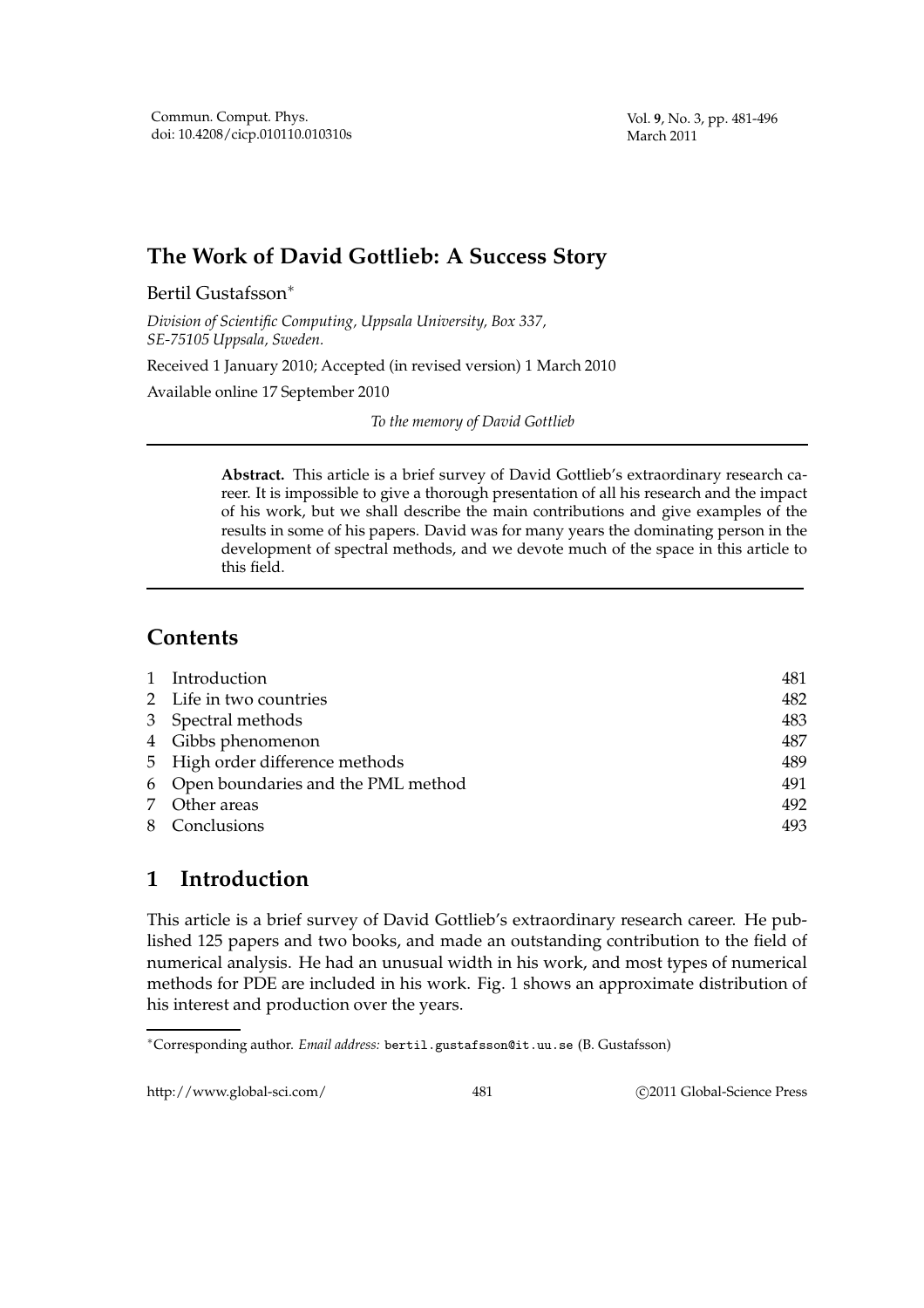# The Work of David Gottlieb: A Success Story

Bertil Gustafsson*

*Division of Scientific Computing, Uppsala University, Box 337, SE-75105 Uppsala, Sweden.*

Received 1 January 2010; Accepted (in revised version) 1 March 2010

Available online 17 September 2010

*To the memory of David Gottlieb*

---

**Abstract.** This article is a brief survey of David Gottlieb's extraordinary research career. It is impossible to give a thorough presentation of all his research and the impact of his work, but we shall describe the main contributions and give examples of the results in some of his papers. David was for many years the dominating person in the development of spectral methods, and we devote much of the space in this article to this field.

---

## Contents

| | | |
|---|---|---|
| 1 | Introduction | 481 |
| 2 | Life in two countries | 482 |
| 3 | Spectral methods | 483 |
| 4 | Gibbs phenomenon | 487 |
| 5 | High order difference methods | 489 |
| 6 | Open boundaries and the PML method | 491 |
| 7 | Other areas | 492 |
| 8 | Conclusions | 493 |

## 1 Introduction

This article is a brief survey of David Gottlieb's extraordinary research career. He published 125 papers and two books, and made an outstanding contribution to the field of numerical analysis. He had an unusual width in his work, and most types of numerical methods for PDE are included in his work. Fig. 1 shows an approximate distribution of his interest and production over the years.

---

*Corresponding author. *Email address:* bertil.gustafsson@it.uu.se (B. Gustafsson)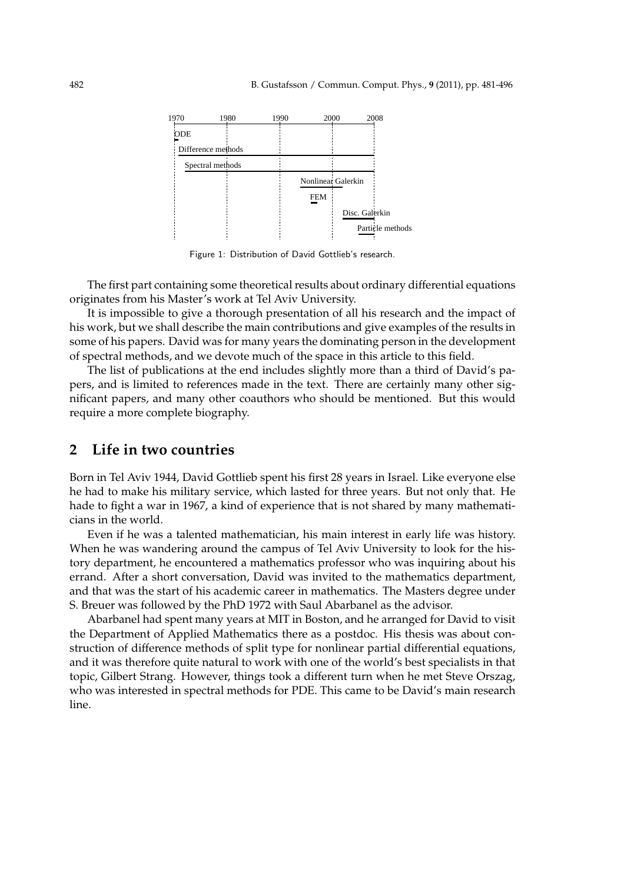1970 1980 1990 2000 2008

ODE

Difference methods

Spectral methods

Nonlinear Galerkin

FEM

Disc. Galerkin

Particle methods

Figure 1: Distribution of David Gottlieb's research.

The first part containing some theoretical results about ordinary differential equations originates from his Master's work at Tel Aviv University.

It is impossible to give a thorough presentation of all his research and the impact of his work, but we shall describe the main contributions and give examples of the results in some of his papers. David was for many years the dominating person in the development of spectral methods, and we devote much of the space in this article to this field.

The list of publications at the end includes slightly more than a third of David's papers, and is limited to references made in the text. There are certainly many other significant papers, and many other coauthors who should be mentioned. But this would require a more complete biography.

## 2 Life in two countries

Born in Tel Aviv 1944, David Gottlieb spent his first 28 years in Israel. Like everyone else he had to make his military service, which lasted for three years. But not only that. He hade to fight a war in 1967, a kind of experience that is not shared by many mathematicians in the world.

Even if he was a talented mathematician, his main interest in early life was history. When he was wandering around the campus of Tel Aviv University to look for the history department, he encountered a mathematics professor who was inquiring about his errand. After a short conversation, David was invited to the mathematics department, and that was the start of his academic career in mathematics. The Masters degree under S. Breuer was followed by the PhD 1972 with Saul Abarbanel as the advisor.

Abarbanel had spent many years at MIT in Boston, and he arranged for David to visit the Department of Applied Mathematics there as a postdoc. His thesis was about construction of difference methods of split type for nonlinear partial differential equations, and it was therefore quite natural to work with one of the world's best specialists in that topic, Gilbert Strang. However, things took a different turn when he met Steve Orszag, who was interested in spectral methods for PDE. This came to be David's main research line.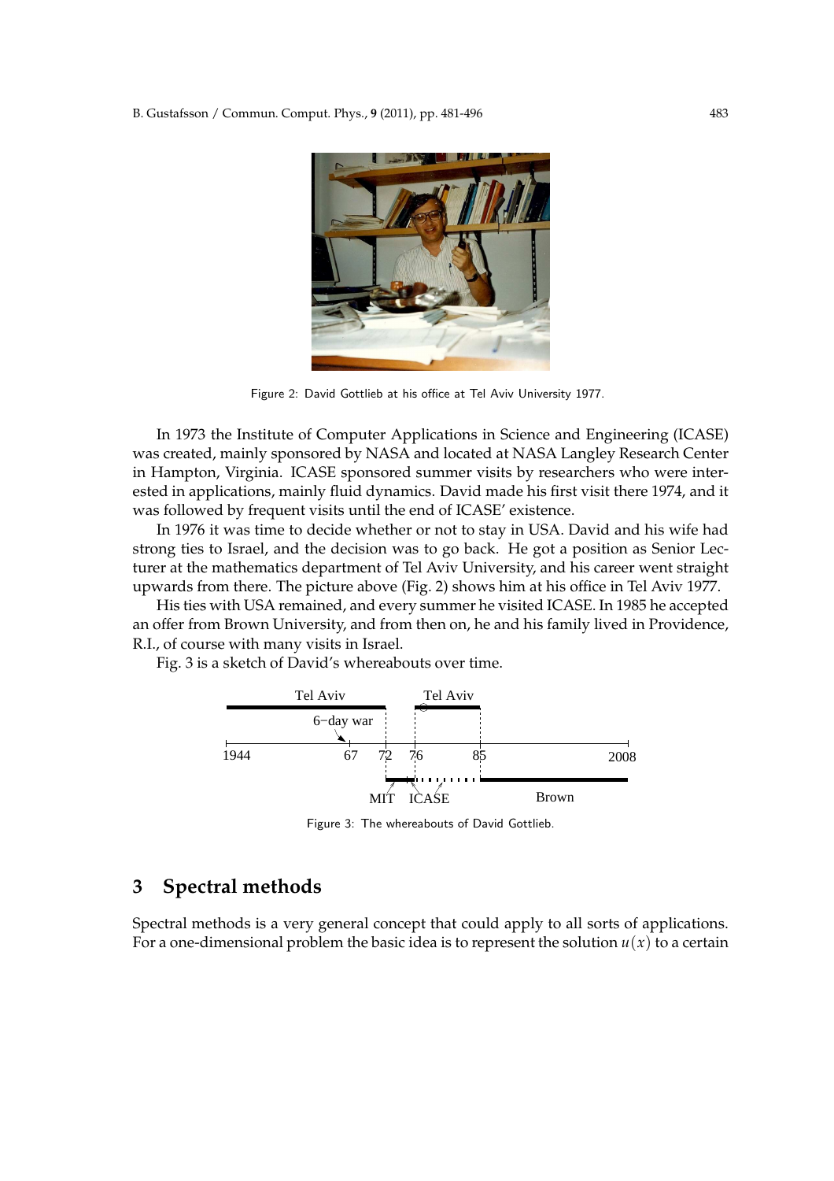Figure 2: David Gottlieb at his office at Tel Aviv University 1977.

In 1973 the Institute of Computer Applications in Science and Engineering (ICASE) was created, mainly sponsored by NASA and located at NASA Langley Research Center in Hampton, Virginia. ICASE sponsored summer visits by researchers who were interested in applications, mainly fluid dynamics. David made his first visit there 1974, and it was followed by frequent visits until the end of ICASE' existence.

In 1976 it was time to decide whether or not to stay in USA. David and his wife had strong ties to Israel, and the decision was to go back. He got a position as Senior Lecturer at the mathematics department of Tel Aviv University, and his career went straight upwards from there. The picture above (Fig. 2) shows him at his office in Tel Aviv 1977.

His ties with USA remained, and every summer he visited ICASE. In 1985 he accepted an offer from Brown University, and from then on, he and his family lived in Providence, R.I., of course with many visits in Israel.

Fig. 3 is a sketch of David's whereabouts over time.

Figure 3: The whereabouts of David Gottlieb.

## 3 Spectral methods

Spectral methods is a very general concept that could apply to all sorts of applications. For a one-dimensional problem the basic idea is to represent the solution $u(x)$ to a certain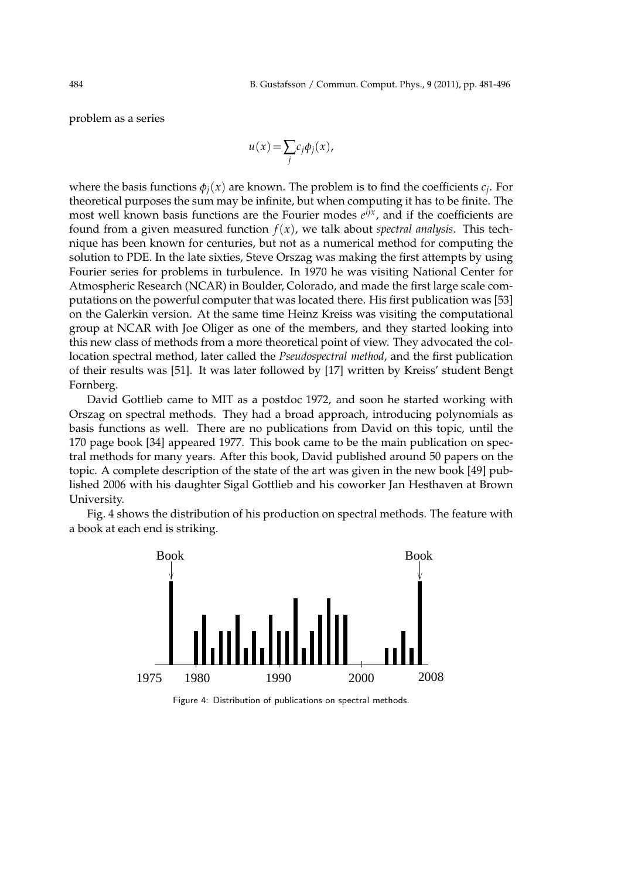problem as a series

$$u(x) = \sum_j c_j \phi_j(x),$$

where the basis functions $\phi_j(x)$ are known. The problem is to find the coefficients $c_j$. For theoretical purposes the sum may be infinite, but when computing it has to be finite. The most well known basis functions are the Fourier modes $e^{ijx}$, and if the coefficients are found from a given measured function $f(x)$, we talk about *spectral analysis*. This technique has been known for centuries, but not as a numerical method for computing the solution to PDE. In the late sixties, Steve Orszag was making the first attempts by using Fourier series for problems in turbulence. In 1970 he was visiting National Center for Atmospheric Research (NCAR) in Boulder, Colorado, and made the first large scale computations on the powerful computer that was located there. His first publication was [53] on the Galerkin version. At the same time Heinz Kreiss was visiting the computational group at NCAR with Joe Oliger as one of the members, and they started looking into this new class of methods from a more theoretical point of view. They advocated the collocation spectral method, later called the *Pseudospectral method*, and the first publication of their results was [51]. It was later followed by [17] written by Kreiss' student Bengt Fornberg.

David Gottlieb came to MIT as a postdoc 1972, and soon he started working with Orszag on spectral methods. They had a broad approach, introducing polynomials as basis functions as well. There are no publications from David on this topic, until the 170 page book [34] appeared 1977. This book came to be the main publication on spectral methods for many years. After this book, David published around 50 papers on the topic. A complete description of the state of the art was given in the new book [49] published 2006 with his daughter Sigal Gottlieb and his coworker Jan Hesthaven at Brown University.

Fig. 4 shows the distribution of his production on spectral methods. The feature with a book at each end is striking.

Figure 4: Distribution of publications on spectral methods.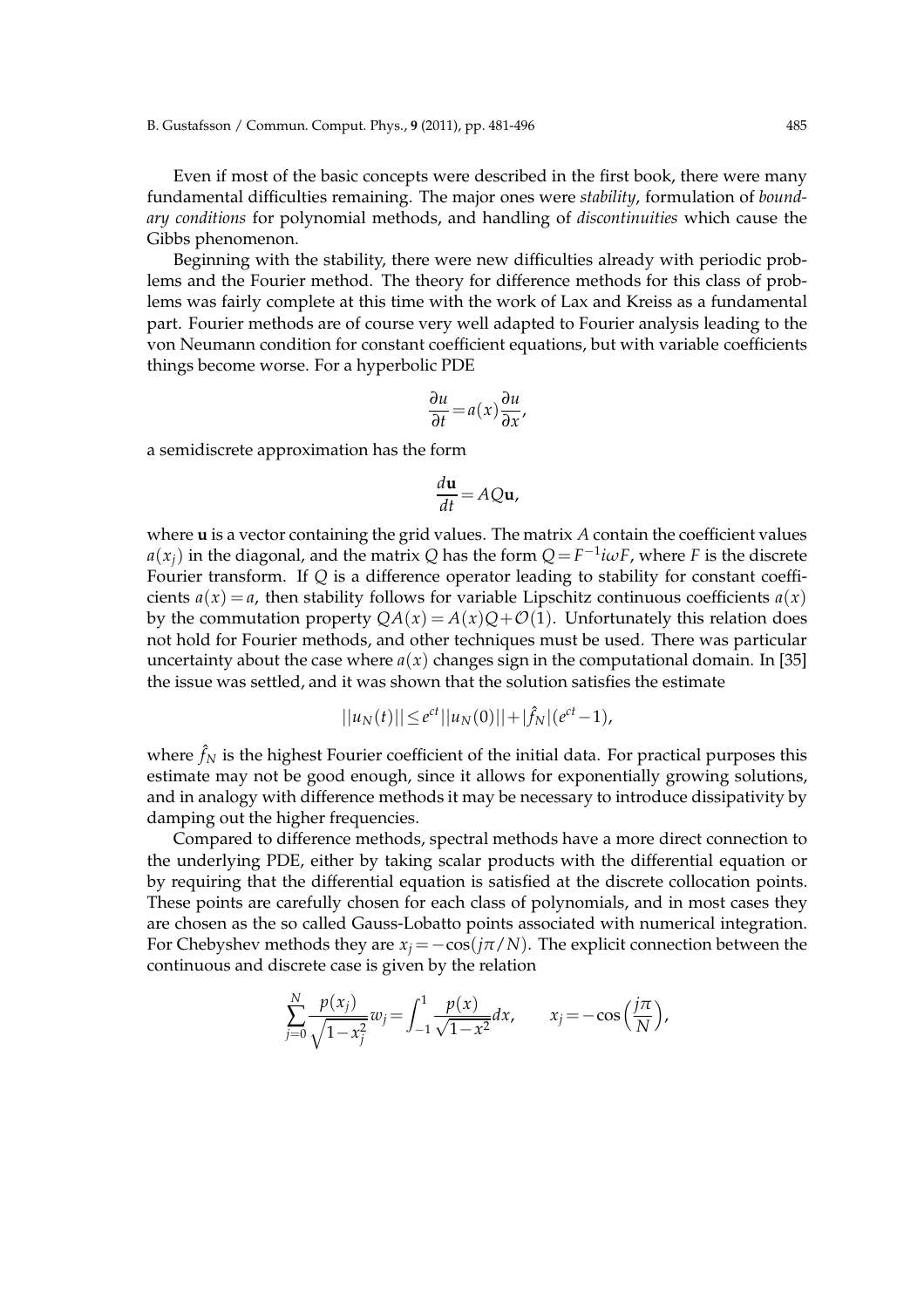Even if most of the basic concepts were described in the first book, there were many fundamental difficulties remaining. The major ones were *stability*, formulation of *boundary conditions* for polynomial methods, and handling of *discontinuities* which cause the Gibbs phenomenon.

Beginning with the stability, there were new difficulties already with periodic problems and the Fourier method. The theory for difference methods for this class of problems was fairly complete at this time with the work of Lax and Kreiss as a fundamental part. Fourier methods are of course very well adapted to Fourier analysis leading to the von Neumann condition for constant coefficient equations, but with variable coefficients things become worse. For a hyperbolic PDE

$$\frac{\partial u}{\partial t} = a(x)\frac{\partial u}{\partial x},$$

a semidiscrete approximation has the form

$$\frac{d\mathbf{u}}{dt} = AQ\mathbf{u},$$

where $\mathbf{u}$ is a vector containing the grid values. The matrix $A$ contain the coefficient values $a(x_j)$ in the diagonal, and the matrix $Q$ has the form $Q = F^{-1}i\omega F$, where $F$ is the discrete Fourier transform. If $Q$ is a difference operator leading to stability for constant coefficients $a(x) = a$, then stability follows for variable Lipschitz continuous coefficients $a(x)$ by the commutation property $QA(x) = A(x)Q + \mathcal{O}(1)$. Unfortunately this relation does not hold for Fourier methods, and other techniques must be used. There was particular uncertainty about the case where $a(x)$ changes sign in the computational domain. In [35] the issue was settled, and it was shown that the solution satisfies the estimate

$$||u_N(t)|| \leq e^{ct}||u_N(0)|| + |\hat{f}_N|(e^{ct} - 1),$$

where $\hat{f}_N$ is the highest Fourier coefficient of the initial data. For practical purposes this estimate may not be good enough, since it allows for exponentially growing solutions, and in analogy with difference methods it may be necessary to introduce dissipativity by damping out the higher frequencies.

Compared to difference methods, spectral methods have a more direct connection to the underlying PDE, either by taking scalar products with the differential equation or by requiring that the differential equation is satisfied at the discrete collocation points. These points are carefully chosen for each class of polynomials, and in most cases they are chosen as the so called Gauss-Lobatto points associated with numerical integration. For Chebyshev methods they are $x_j = -\cos(j\pi/N)$. The explicit connection between the continuous and discrete case is given by the relation

$$\sum_{j=0}^{N} \frac{p(x_j)}{\sqrt{1-x_j^2}} w_j = \int_{-1}^{1} \frac{p(x)}{\sqrt{1-x^2}} dx, \qquad x_j = -\cos\Big(\frac{j\pi}{N}\Big),$$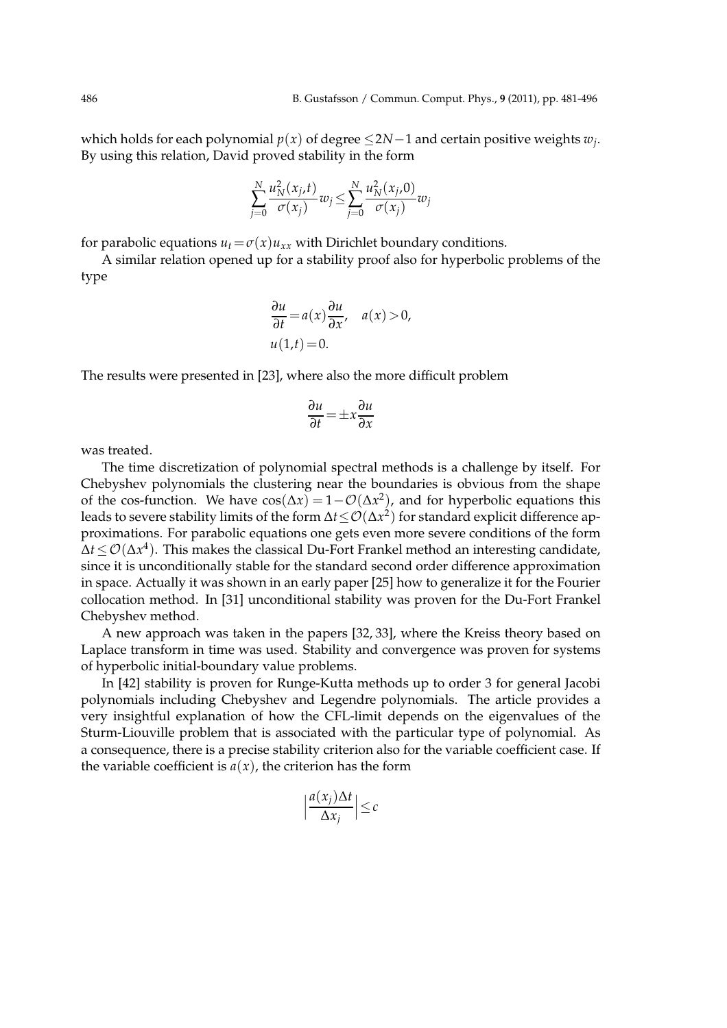which holds for each polynomial $p(x)$ of degree $\leq 2N-1$ and certain positive weights $w_j$. By using this relation, David proved stability in the form

$$\sum_{j=0}^{N} \frac{u_N^2(x_j,t)}{\sigma(x_j)} w_j \leq \sum_{j=0}^{N} \frac{u_N^2(x_j,0)}{\sigma(x_j)} w_j$$

for parabolic equations $u_t = \sigma(x) u_{xx}$ with Dirichlet boundary conditions.

A similar relation opened up for a stability proof also for hyperbolic problems of the type

$$\frac{\partial u}{\partial t} = a(x) \frac{\partial u}{\partial x}, \quad a(x) > 0,$$
$$u(1,t) = 0.$$

The results were presented in [23], where also the more difficult problem

$$\frac{\partial u}{\partial t} = \pm x \frac{\partial u}{\partial x}$$

was treated.

The time discretization of polynomial spectral methods is a challenge by itself. For Chebyshev polynomials the clustering near the boundaries is obvious from the shape of the cos-function. We have $\cos(\Delta x) = 1 - \mathcal{O}(\Delta x^2)$, and for hyperbolic equations this leads to severe stability limits of the form $\Delta t \leq \mathcal{O}(\Delta x^2)$ for standard explicit difference approximations. For parabolic equations one gets even more severe conditions of the form $\Delta t \leq \mathcal{O}(\Delta x^4)$. This makes the classical Du-Fort Frankel method an interesting candidate, since it is unconditionally stable for the standard second order difference approximation in space. Actually it was shown in an early paper [25] how to generalize it for the Fourier collocation method. In [31] unconditional stability was proven for the Du-Fort Frankel Chebyshev method.

A new approach was taken in the papers [32, 33], where the Kreiss theory based on Laplace transform in time was used. Stability and convergence was proven for systems of hyperbolic initial-boundary value problems.

In [42] stability is proven for Runge-Kutta methods up to order 3 for general Jacobi polynomials including Chebyshev and Legendre polynomials. The article provides a very insightful explanation of how the CFL-limit depends on the eigenvalues of the Sturm-Liouville problem that is associated with the particular type of polynomial. As a consequence, there is a precise stability criterion also for the variable coefficient case. If the variable coefficient is $a(x)$, the criterion has the form

$$\left| \frac{a(x_j)\Delta t}{\Delta x_j} \right| \leq c$$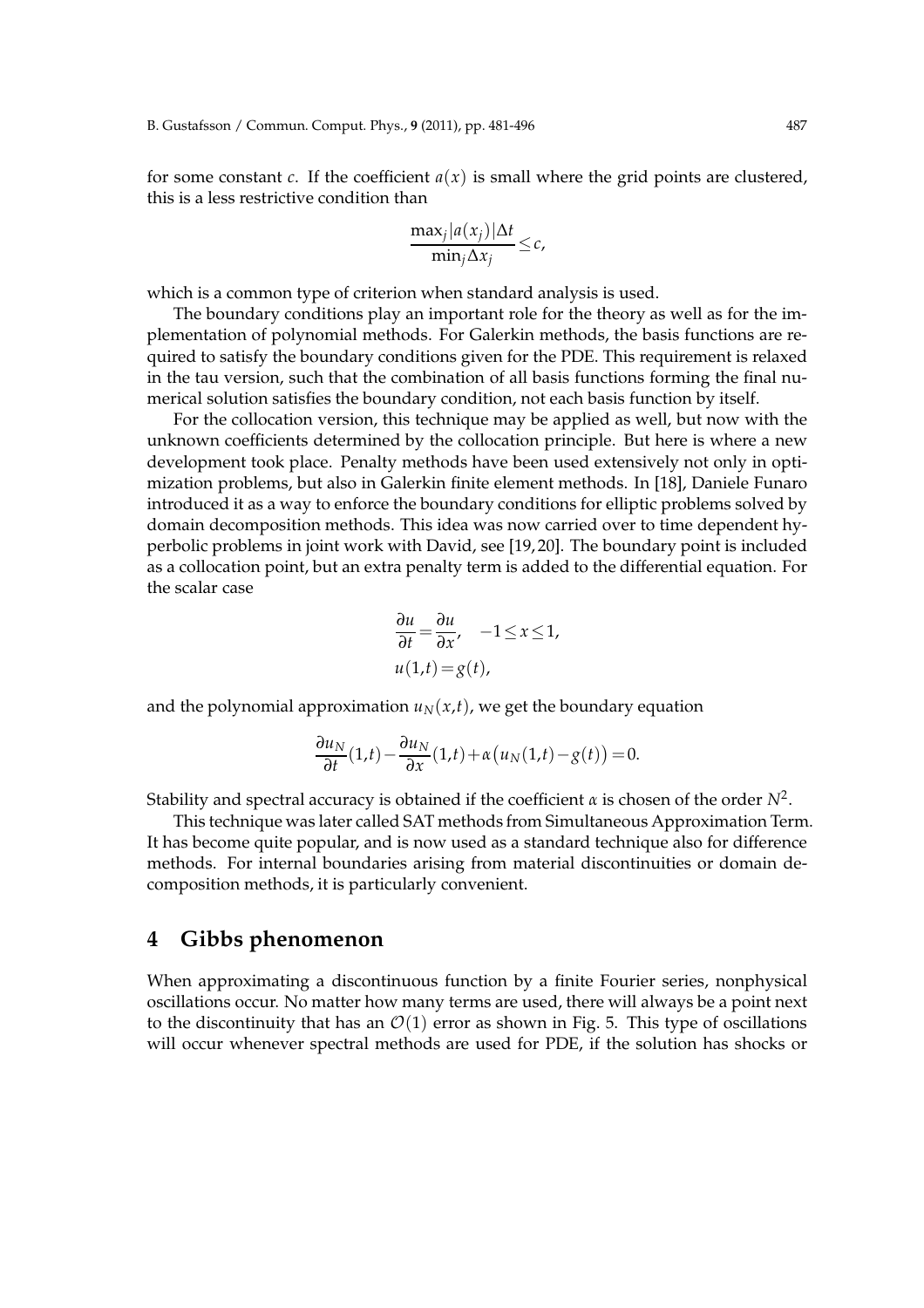for some constant $c$. If the coefficient $a(x)$ is small where the grid points are clustered, this is a less restrictive condition than

$$\frac{\max_j |a(x_j)| \Delta t}{\min_j \Delta x_j} \leq c,$$

which is a common type of criterion when standard analysis is used.

The boundary conditions play an important role for the theory as well as for the implementation of polynomial methods. For Galerkin methods, the basis functions are required to satisfy the boundary conditions given for the PDE. This requirement is relaxed in the tau version, such that the combination of all basis functions forming the final numerical solution satisfies the boundary condition, not each basis function by itself.

For the collocation version, this technique may be applied as well, but now with the unknown coefficients determined by the collocation principle. But here is where a new development took place. Penalty methods have been used extensively not only in optimization problems, but also in Galerkin finite element methods. In [18], Daniele Funaro introduced it as a way to enforce the boundary conditions for elliptic problems solved by domain decomposition methods. This idea was now carried over to time dependent hyperbolic problems in joint work with David, see [19, 20]. The boundary point is included as a collocation point, but an extra penalty term is added to the differential equation. For the scalar case

$$\begin{aligned}
&\frac{\partial u}{\partial t} = \frac{\partial u}{\partial x}, \quad -1 \leq x \leq 1, \\
&u(1,t) = g(t),
\end{aligned}$$

and the polynomial approximation $u_N(x,t)$, we get the boundary equation

$$\frac{\partial u_N}{\partial t}(1,t) - \frac{\partial u_N}{\partial x}(1,t) + \alpha\big(u_N(1,t) - g(t)\big) = 0.$$

Stability and spectral accuracy is obtained if the coefficient $\alpha$ is chosen of the order $N^2$.

This technique was later called SAT methods from Simultaneous Approximation Term. It has become quite popular, and is now used as a standard technique also for difference methods. For internal boundaries arising from material discontinuities or domain decomposition methods, it is particularly convenient.

## 4 Gibbs phenomenon

When approximating a discontinuous function by a finite Fourier series, nonphysical oscillations occur. No matter how many terms are used, there will always be a point next to the discontinuity that has an $\mathcal{O}(1)$ error as shown in Fig. 5. This type of oscillations will occur whenever spectral methods are used for PDE, if the solution has shocks or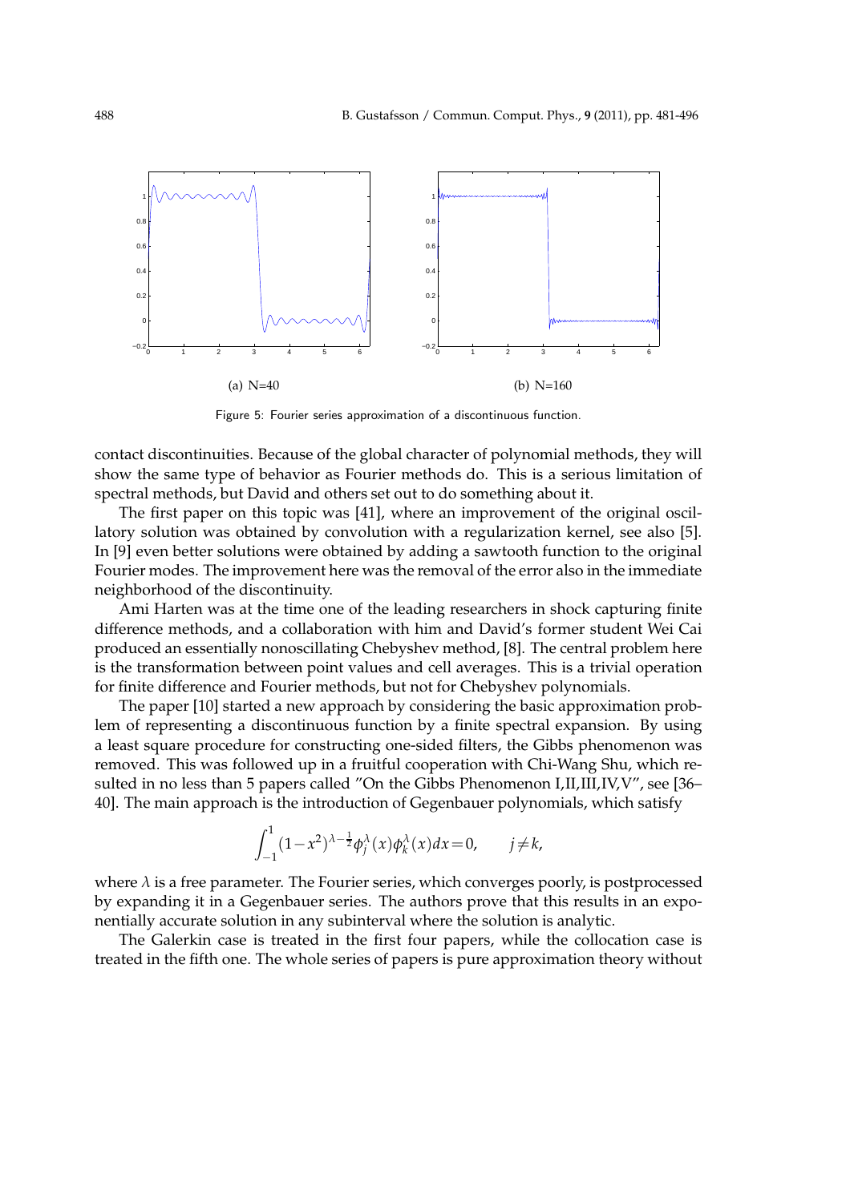(a) N=40

(b) N=160

Figure 5: Fourier series approximation of a discontinuous function.

contact discontinuities. Because of the global character of polynomial methods, they will show the same type of behavior as Fourier methods do. This is a serious limitation of spectral methods, but David and others set out to do something about it.

The first paper on this topic was [41], where an improvement of the original oscillatory solution was obtained by convolution with a regularization kernel, see also [5]. In [9] even better solutions were obtained by adding a sawtooth function to the original Fourier modes. The improvement here was the removal of the error also in the immediate neighborhood of the discontinuity.

Ami Harten was at the time one of the leading researchers in shock capturing finite difference methods, and a collaboration with him and David's former student Wei Cai produced an essentially nonoscillating Chebyshev method, [8]. The central problem here is the transformation between point values and cell averages. This is a trivial operation for finite difference and Fourier methods, but not for Chebyshev polynomials.

The paper [10] started a new approach by considering the basic approximation problem of representing a discontinuous function by a finite spectral expansion. By using a least square procedure for constructing one-sided filters, the Gibbs phenomenon was removed. This was followed up in a fruitful cooperation with Chi-Wang Shu, which resulted in no less than 5 papers called "On the Gibbs Phenomenon I,II,III,IV,V", see [36–40]. The main approach is the introduction of Gegenbauer polynomials, which satisfy

$$\int_{-1}^{1}(1-x^2)^{\lambda-\frac{1}{2}}\phi_j^{\lambda}(x)\phi_k^{\lambda}(x)dx=0, \qquad j\neq k,$$

where $\lambda$ is a free parameter. The Fourier series, which converges poorly, is postprocessed by expanding it in a Gegenbauer series. The authors prove that this results in an exponentially accurate solution in any subinterval where the solution is analytic.

The Galerkin case is treated in the first four papers, while the collocation case is treated in the fifth one. The whole series of papers is pure approximation theory without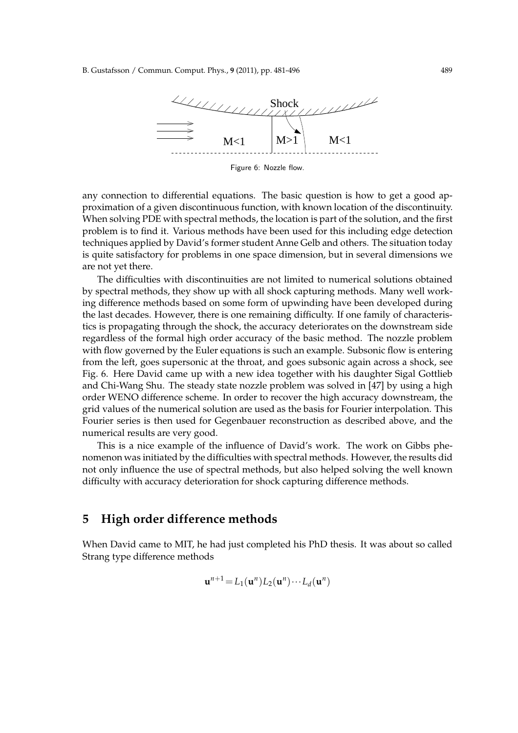Figure 6: Nozzle flow.

any connection to differential equations. The basic question is how to get a good approximation of a given discontinuous function, with known location of the discontinuity. When solving PDE with spectral methods, the location is part of the solution, and the first problem is to find it. Various methods have been used for this including edge detection techniques applied by David's former student Anne Gelb and others. The situation today is quite satisfactory for problems in one space dimension, but in several dimensions we are not yet there.

The difficulties with discontinuities are not limited to numerical solutions obtained by spectral methods, they show up with all shock capturing methods. Many well working difference methods based on some form of upwinding have been developed during the last decades. However, there is one remaining difficulty. If one family of characteristics is propagating through the shock, the accuracy deteriorates on the downstream side regardless of the formal high order accuracy of the basic method. The nozzle problem with flow governed by the Euler equations is such an example. Subsonic flow is entering from the left, goes supersonic at the throat, and goes subsonic again across a shock, see Fig. 6. Here David came up with a new idea together with his daughter Sigal Gottlieb and Chi-Wang Shu. The steady state nozzle problem was solved in [47] by using a high order WENO difference scheme. In order to recover the high accuracy downstream, the grid values of the numerical solution are used as the basis for Fourier interpolation. This Fourier series is then used for Gegenbauer reconstruction as described above, and the numerical results are very good.

This is a nice example of the influence of David's work. The work on Gibbs phenomenon was initiated by the difficulties with spectral methods. However, the results did not only influence the use of spectral methods, but also helped solving the well known difficulty with accuracy deterioration for shock capturing difference methods.

## 5 High order difference methods

When David came to MIT, he had just completed his PhD thesis. It was about so called Strang type difference methods

$$\mathbf{u}^{n+1} = L_1(\mathbf{u}^n)L_2(\mathbf{u}^n)\cdots L_d(\mathbf{u}^n)$$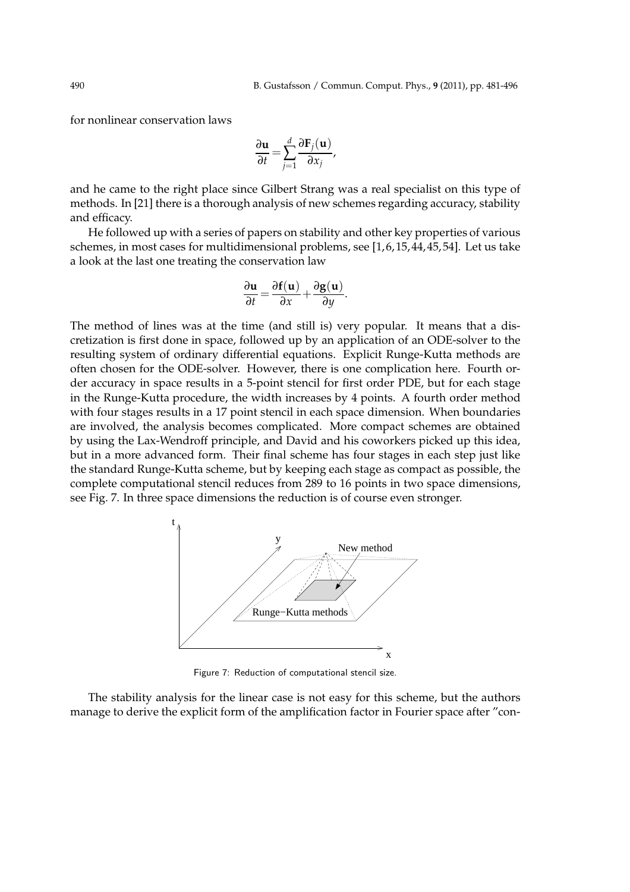for nonlinear conservation laws

$$\frac{\partial \mathbf{u}}{\partial t} = \sum_{j=1}^{d} \frac{\partial \mathbf{F}_j(\mathbf{u})}{\partial x_j},$$

and he came to the right place since Gilbert Strang was a real specialist on this type of methods. In [21] there is a thorough analysis of new schemes regarding accuracy, stability and efficacy.

He followed up with a series of papers on stability and other key properties of various schemes, in most cases for multidimensional problems, see [1,6,15,44,45,54]. Let us take a look at the last one treating the conservation law

$$\frac{\partial \mathbf{u}}{\partial t} = \frac{\partial \mathbf{f}(\mathbf{u})}{\partial x} + \frac{\partial \mathbf{g}(\mathbf{u})}{\partial y}.$$

The method of lines was at the time (and still is) very popular. It means that a discretization is first done in space, followed up by an application of an ODE-solver to the resulting system of ordinary differential equations. Explicit Runge-Kutta methods are often chosen for the ODE-solver. However, there is one complication here. Fourth order accuracy in space results in a 5-point stencil for first order PDE, but for each stage in the Runge-Kutta procedure, the width increases by 4 points. A fourth order method with four stages results in a 17 point stencil in each space dimension. When boundaries are involved, the analysis becomes complicated. More compact schemes are obtained by using the Lax-Wendroff principle, and David and his coworkers picked up this idea, but in a more advanced form. Their final scheme has four stages in each step just like the standard Runge-Kutta scheme, but by keeping each stage as compact as possible, the complete computational stencil reduces from 289 to 16 points in two space dimensions, see Fig. 7. In three space dimensions the reduction is of course even stronger.

Figure 7: Reduction of computational stencil size.

The stability analysis for the linear case is not easy for this scheme, but the authors manage to derive the explicit form of the amplification factor in Fourier space after "con-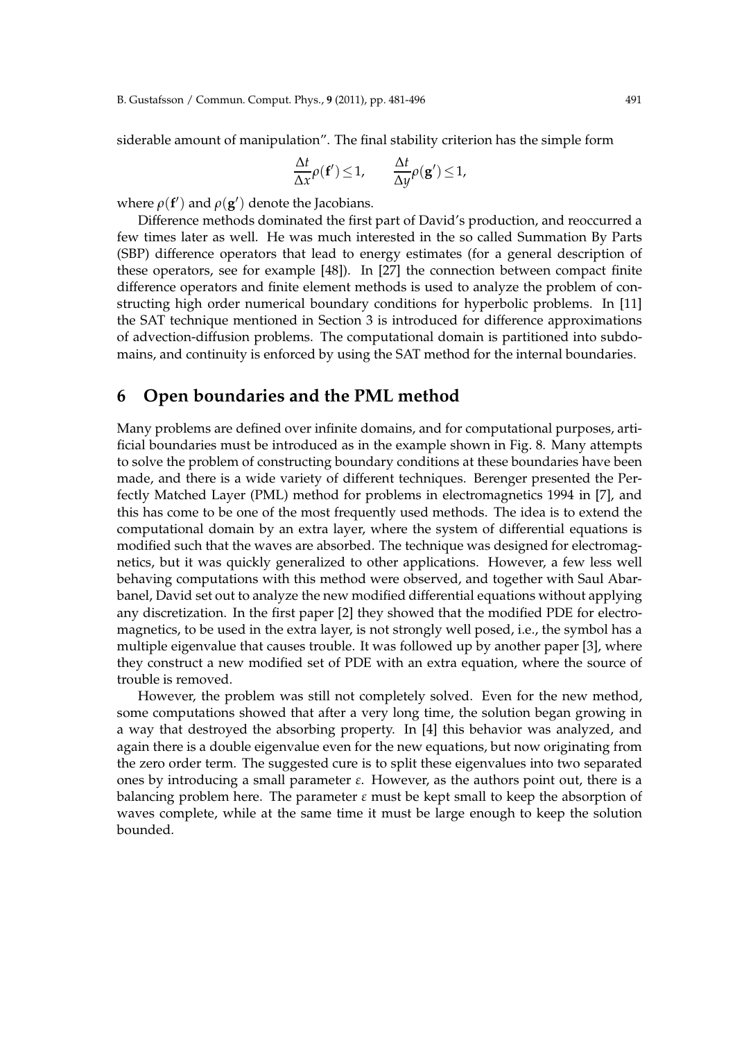siderable amount of manipulation". The final stability criterion has the simple form

$$\frac{\Delta t}{\Delta x}\rho(\mathbf{f}') \leq 1, \qquad \frac{\Delta t}{\Delta y}\rho(\mathbf{g}') \leq 1,$$

where $\rho(\mathbf{f}')$ and $\rho(\mathbf{g}')$ denote the Jacobians.

Difference methods dominated the first part of David's production, and reoccurred a few times later as well. He was much interested in the so called Summation By Parts (SBP) difference operators that lead to energy estimates (for a general description of these operators, see for example [48]). In [27] the connection between compact finite difference operators and finite element methods is used to analyze the problem of constructing high order numerical boundary conditions for hyperbolic problems. In [11] the SAT technique mentioned in Section 3 is introduced for difference approximations of advection-diffusion problems. The computational domain is partitioned into subdomains, and continuity is enforced by using the SAT method for the internal boundaries.

## 6 Open boundaries and the PML method

Many problems are defined over infinite domains, and for computational purposes, artificial boundaries must be introduced as in the example shown in Fig. 8. Many attempts to solve the problem of constructing boundary conditions at these boundaries have been made, and there is a wide variety of different techniques. Berenger presented the Perfectly Matched Layer (PML) method for problems in electromagnetics 1994 in [7], and this has come to be one of the most frequently used methods. The idea is to extend the computational domain by an extra layer, where the system of differential equations is modified such that the waves are absorbed. The technique was designed for electromagnetics, but it was quickly generalized to other applications. However, a few less well behaving computations with this method were observed, and together with Saul Abarbanel, David set out to analyze the new modified differential equations without applying any discretization. In the first paper [2] they showed that the modified PDE for electromagnetics, to be used in the extra layer, is not strongly well posed, i.e., the symbol has a multiple eigenvalue that causes trouble. It was followed up by another paper [3], where they construct a new modified set of PDE with an extra equation, where the source of trouble is removed.

However, the problem was still not completely solved. Even for the new method, some computations showed that after a very long time, the solution began growing in a way that destroyed the absorbing property. In [4] this behavior was analyzed, and again there is a double eigenvalue even for the new equations, but now originating from the zero order term. The suggested cure is to split these eigenvalues into two separated ones by introducing a small parameter $\varepsilon$. However, as the authors point out, there is a balancing problem here. The parameter $\varepsilon$ must be kept small to keep the absorption of waves complete, while at the same time it must be large enough to keep the solution bounded.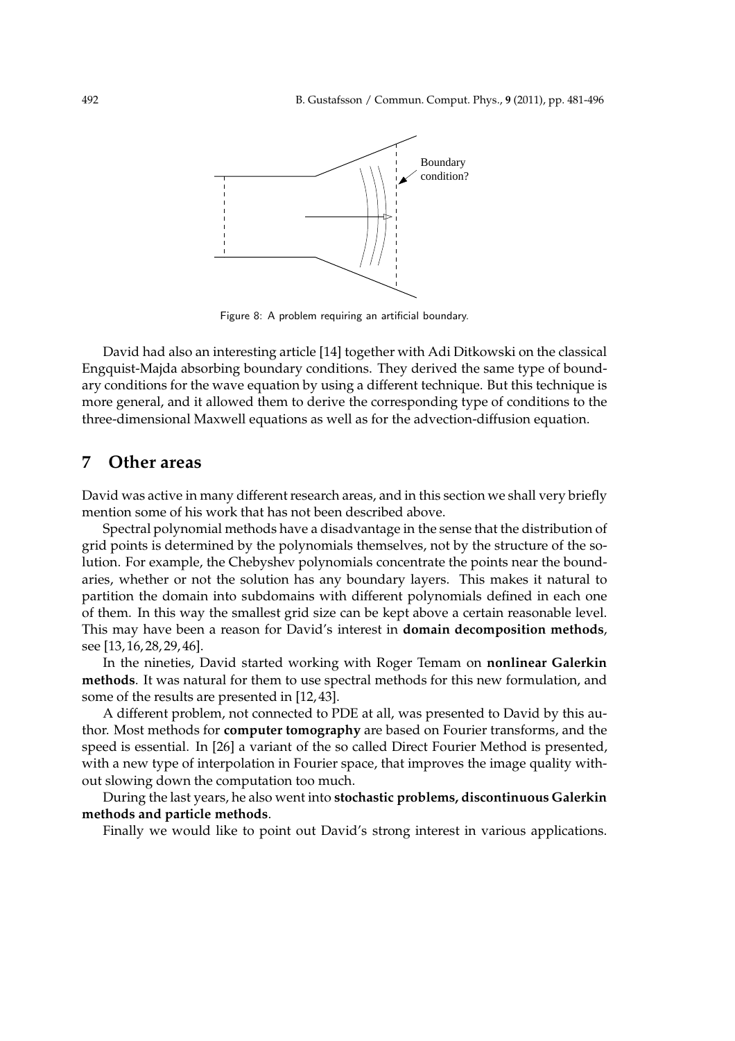Boundary condition?

Figure 8: A problem requiring an artificial boundary.

David had also an interesting article [14] together with Adi Ditkowski on the classical Engquist-Majda absorbing boundary conditions. They derived the same type of boundary conditions for the wave equation by using a different technique. But this technique is more general, and it allowed them to derive the corresponding type of conditions to the three-dimensional Maxwell equations as well as for the advection-diffusion equation.

## 7 Other areas

David was active in many different research areas, and in this section we shall very briefly mention some of his work that has not been described above.

Spectral polynomial methods have a disadvantage in the sense that the distribution of grid points is determined by the polynomials themselves, not by the structure of the solution. For example, the Chebyshev polynomials concentrate the points near the boundaries, whether or not the solution has any boundary layers. This makes it natural to partition the domain into subdomains with different polynomials defined in each one of them. In this way the smallest grid size can be kept above a certain reasonable level. This may have been a reason for David's interest in **domain decomposition methods**, see [13, 16, 28, 29, 46].

In the nineties, David started working with Roger Temam on **nonlinear Galerkin methods**. It was natural for them to use spectral methods for this new formulation, and some of the results are presented in [12, 43].

A different problem, not connected to PDE at all, was presented to David by this author. Most methods for **computer tomography** are based on Fourier transforms, and the speed is essential. In [26] a variant of the so called Direct Fourier Method is presented, with a new type of interpolation in Fourier space, that improves the image quality without slowing down the computation too much.

During the last years, he also went into **stochastic problems, discontinuous Galerkin methods and particle methods**.

Finally we would like to point out David's strong interest in various applications.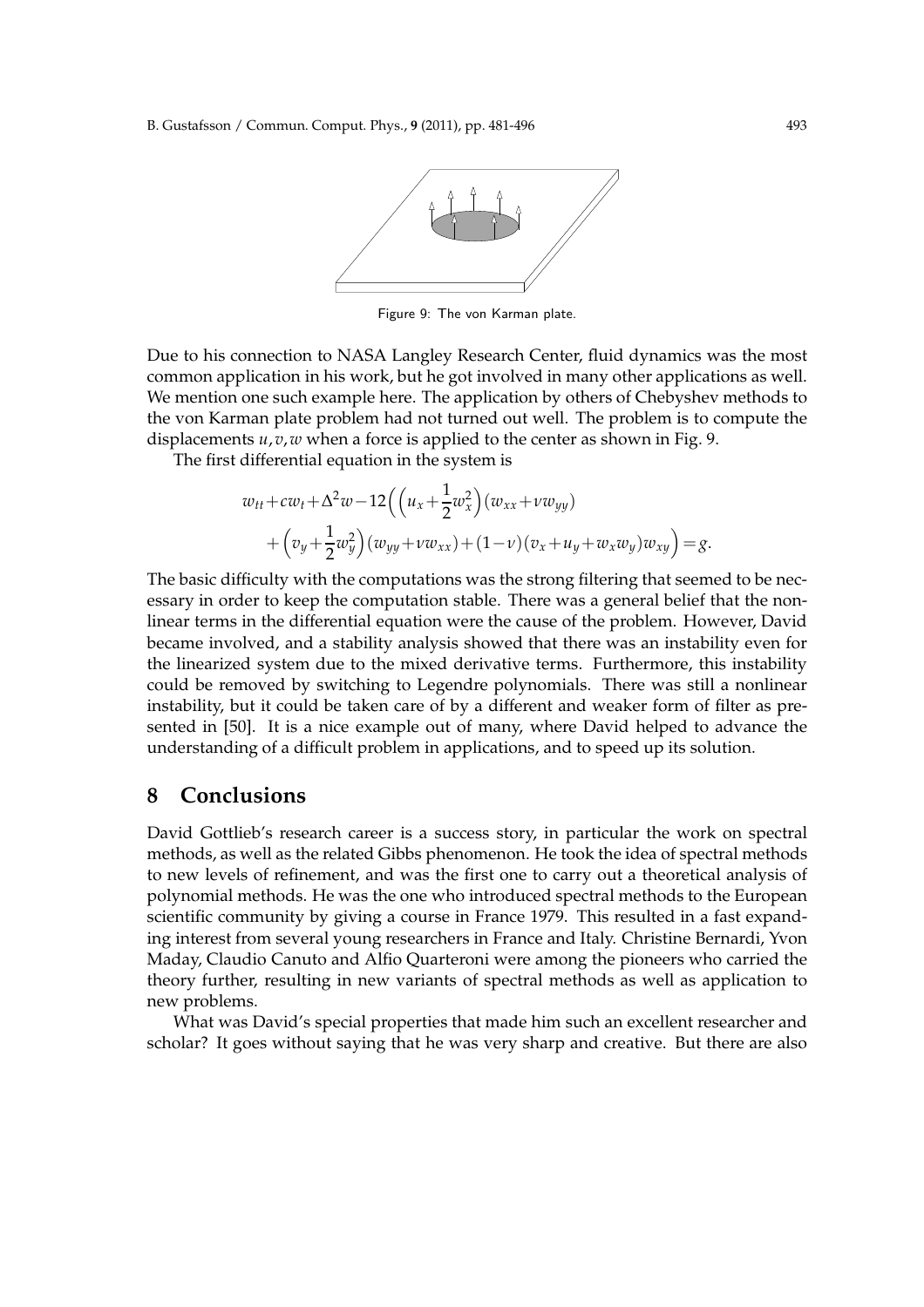Figure 9: The von Karman plate.

Due to his connection to NASA Langley Research Center, fluid dynamics was the most common application in his work, but he got involved in many other applications as well. We mention one such example here. The application by others of Chebyshev methods to the von Karman plate problem had not turned out well. The problem is to compute the displacements $u,v,w$ when a force is applied to the center as shown in Fig. 9.

The first differential equation in the system is

$$
\begin{aligned}
&w_{tt}+cw_t+\Delta^2 w-12\Big(\Big(u_x+\frac{1}{2}w_x^2\Big)(w_{xx}+\nu w_{yy}) \\
&\quad+\Big(v_y+\frac{1}{2}w_y^2\Big)(w_{yy}+\nu w_{xx})+(1-\nu)(v_x+u_y+w_x w_y)w_{xy}\Big)=g.
\end{aligned}
$$

The basic difficulty with the computations was the strong filtering that seemed to be necessary in order to keep the computation stable. There was a general belief that the nonlinear terms in the differential equation were the cause of the problem. However, David became involved, and a stability analysis showed that there was an instability even for the linearized system due to the mixed derivative terms. Furthermore, this instability could be removed by switching to Legendre polynomials. There was still a nonlinear instability, but it could be taken care of by a different and weaker form of filter as presented in [50]. It is a nice example out of many, where David helped to advance the understanding of a difficult problem in applications, and to speed up its solution.

## 8 Conclusions

David Gottlieb's research career is a success story, in particular the work on spectral methods, as well as the related Gibbs phenomenon. He took the idea of spectral methods to new levels of refinement, and was the first one to carry out a theoretical analysis of polynomial methods. He was the one who introduced spectral methods to the European scientific community by giving a course in France 1979. This resulted in a fast expanding interest from several young researchers in France and Italy. Christine Bernardi, Yvon Maday, Claudio Canuto and Alfio Quarteroni were among the pioneers who carried the theory further, resulting in new variants of spectral methods as well as application to new problems.

What was David's special properties that made him such an excellent researcher and scholar? It goes without saying that he was very sharp and creative. But there are also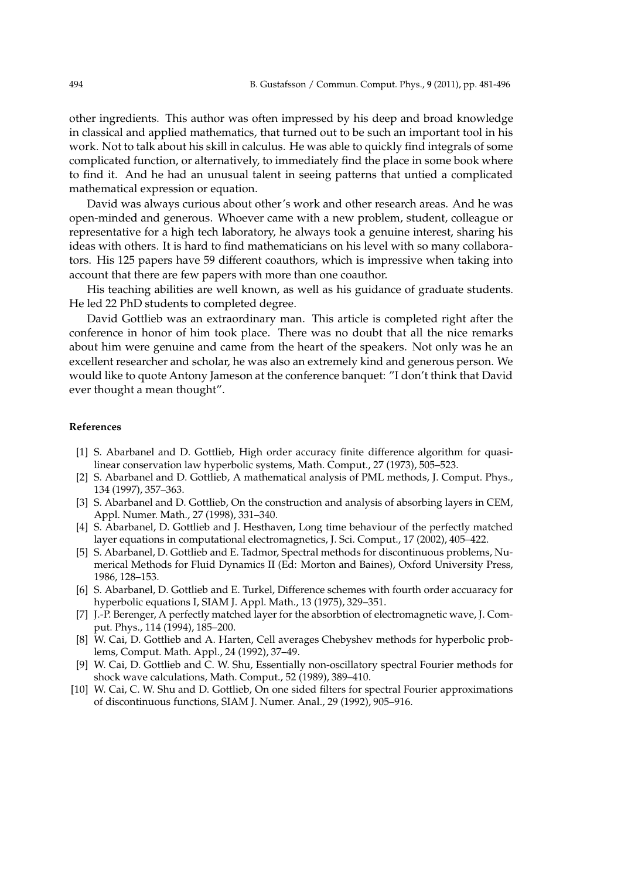other ingredients. This author was often impressed by his deep and broad knowledge in classical and applied mathematics, that turned out to be such an important tool in his work. Not to talk about his skill in calculus. He was able to quickly find integrals of some complicated function, or alternatively, to immediately find the place in some book where to find it. And he had an unusual talent in seeing patterns that untied a complicated mathematical expression or equation.

David was always curious about other's work and other research areas. And he was open-minded and generous. Whoever came with a new problem, student, colleague or representative for a high tech laboratory, he always took a genuine interest, sharing his ideas with others. It is hard to find mathematicians on his level with so many collaborators. His 125 papers have 59 different coauthors, which is impressive when taking into account that there are few papers with more than one coauthor.

His teaching abilities are well known, as well as his guidance of graduate students. He led 22 PhD students to completed degree.

David Gottlieb was an extraordinary man. This article is completed right after the conference in honor of him took place. There was no doubt that all the nice remarks about him were genuine and came from the heart of the speakers. Not only was he an excellent researcher and scholar, he was also an extremely kind and generous person. We would like to quote Antony Jameson at the conference banquet: "I don't think that David ever thought a mean thought".

## References

[1] S. Abarbanel and D. Gottlieb, High order accuracy finite difference algorithm for quasi-linear conservation law hyperbolic systems, Math. Comput., 27 (1973), 505–523.

[2] S. Abarbanel and D. Gottlieb, A mathematical analysis of PML methods, J. Comput. Phys., 134 (1997), 357–363.

[3] S. Abarbanel and D. Gottlieb, On the construction and analysis of absorbing layers in CEM, Appl. Numer. Math., 27 (1998), 331–340.

[4] S. Abarbanel, D. Gottlieb and J. Hesthaven, Long time behaviour of the perfectly matched layer equations in computational electromagnetics, J. Sci. Comput., 17 (2002), 405–422.

[5] S. Abarbanel, D. Gottlieb and E. Tadmor, Spectral methods for discontinuous problems, Numerical Methods for Fluid Dynamics II (Ed: Morton and Baines), Oxford University Press, 1986, 128–153.

[6] S. Abarbanel, D. Gottlieb and E. Turkel, Difference schemes with fourth order accuaracy for hyperbolic equations I, SIAM J. Appl. Math., 13 (1975), 329–351.

[7] J.-P. Berenger, A perfectly matched layer for the absorbtion of electromagnetic wave, J. Comput. Phys., 114 (1994), 185–200.

[8] W. Cai, D. Gottlieb and A. Harten, Cell averages Chebyshev methods for hyperbolic problems, Comput. Math. Appl., 24 (1992), 37–49.

[9] W. Cai, D. Gottlieb and C. W. Shu, Essentially non-oscillatory spectral Fourier methods for shock wave calculations, Math. Comput., 52 (1989), 389–410.

[10] W. Cai, C. W. Shu and D. Gottlieb, On one sided filters for spectral Fourier approximations of discontinuous functions, SIAM J. Numer. Anal., 29 (1992), 905–916.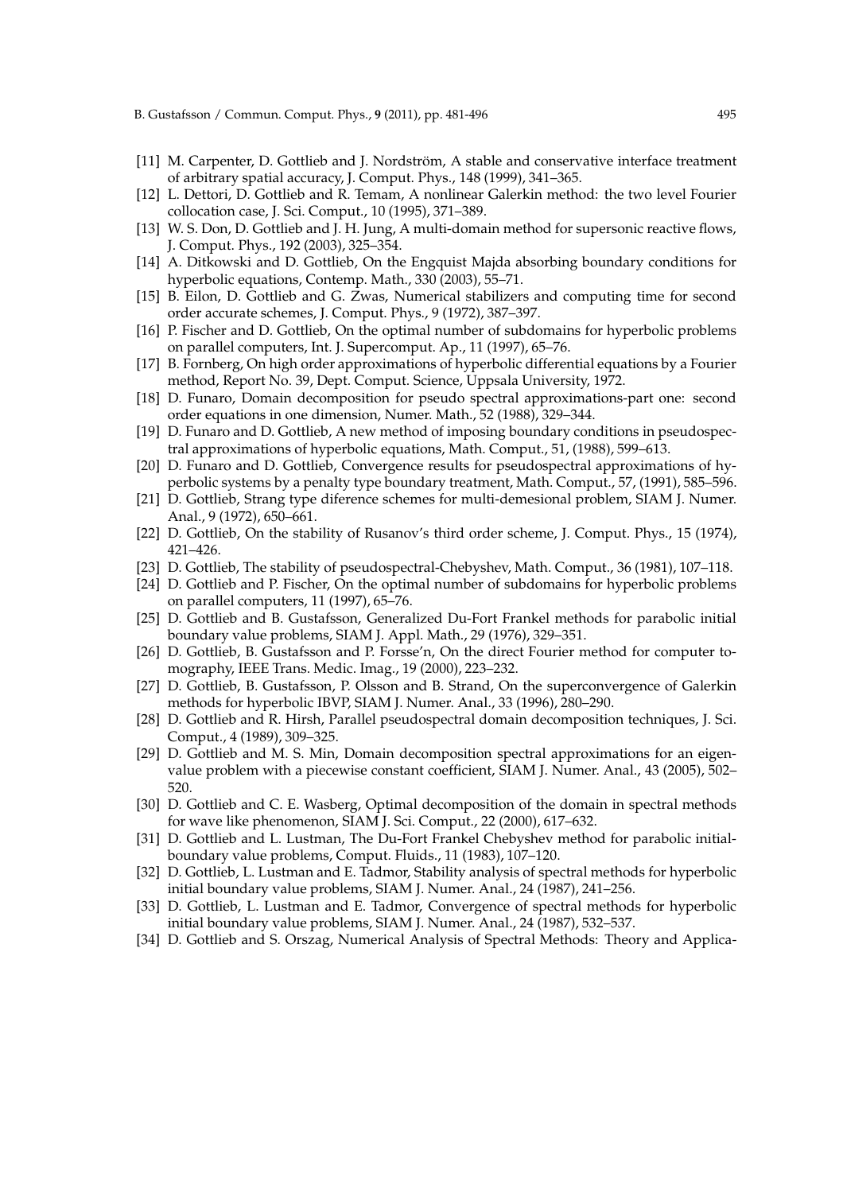[11] M. Carpenter, D. Gottlieb and J. Nordström, A stable and conservative interface treatment of arbitrary spatial accuracy, J. Comput. Phys., 148 (1999), 341–365.

[12] L. Dettori, D. Gottlieb and R. Temam, A nonlinear Galerkin method: the two level Fourier collocation case, J. Sci. Comput., 10 (1995), 371–389.

[13] W. S. Don, D. Gottlieb and J. H. Jung, A multi-domain method for supersonic reactive flows, J. Comput. Phys., 192 (2003), 325–354.

[14] A. Ditkowski and D. Gottlieb, On the Engquist Majda absorbing boundary conditions for hyperbolic equations, Contemp. Math., 330 (2003), 55–71.

[15] B. Eilon, D. Gottlieb and G. Zwas, Numerical stabilizers and computing time for second order accurate schemes, J. Comput. Phys., 9 (1972), 387–397.

[16] P. Fischer and D. Gottlieb, On the optimal number of subdomains for hyperbolic problems on parallel computers, Int. J. Supercomput. Ap., 11 (1997), 65–76.

[17] B. Fornberg, On high order approximations of hyperbolic differential equations by a Fourier method, Report No. 39, Dept. Comput. Science, Uppsala University, 1972.

[18] D. Funaro, Domain decomposition for pseudo spectral approximations-part one: second order equations in one dimension, Numer. Math., 52 (1988), 329–344.

[19] D. Funaro and D. Gottlieb, A new method of imposing boundary conditions in pseudospectral approximations of hyperbolic equations, Math. Comput., 51, (1988), 599–613.

[20] D. Funaro and D. Gottlieb, Convergence results for pseudospectral approximations of hyperbolic systems by a penalty type boundary treatment, Math. Comput., 57, (1991), 585–596.

[21] D. Gottlieb, Strang type diference schemes for multi-demesional problem, SIAM J. Numer. Anal., 9 (1972), 650–661.

[22] D. Gottlieb, On the stability of Rusanov's third order scheme, J. Comput. Phys., 15 (1974), 421–426.

[23] D. Gottlieb, The stability of pseudospectral-Chebyshev, Math. Comput., 36 (1981), 107–118.

[24] D. Gottlieb and P. Fischer, On the optimal number of subdomains for hyperbolic problems on parallel computers, 11 (1997), 65–76.

[25] D. Gottlieb and B. Gustafsson, Generalized Du-Fort Frankel methods for parabolic initial boundary value problems, SIAM J. Appl. Math., 29 (1976), 329–351.

[26] D. Gottlieb, B. Gustafsson and P. Forsse'n, On the direct Fourier method for computer tomography, IEEE Trans. Medic. Imag., 19 (2000), 223–232.

[27] D. Gottlieb, B. Gustafsson, P. Olsson and B. Strand, On the superconvergence of Galerkin methods for hyperbolic IBVP, SIAM J. Numer. Anal., 33 (1996), 280–290.

[28] D. Gottlieb and R. Hirsh, Parallel pseudospectral domain decomposition techniques, J. Sci. Comput., 4 (1989), 309–325.

[29] D. Gottlieb and M. S. Min, Domain decomposition spectral approximations for an eigenvalue problem with a piecewise constant coefficient, SIAM J. Numer. Anal., 43 (2005), 502–520.

[30] D. Gottlieb and C. E. Wasberg, Optimal decomposition of the domain in spectral methods for wave like phenomenon, SIAM J. Sci. Comput., 22 (2000), 617–632.

[31] D. Gottlieb and L. Lustman, The Du-Fort Frankel Chebyshev method for parabolic initial-boundary value problems, Comput. Fluids., 11 (1983), 107–120.

[32] D. Gottlieb, L. Lustman and E. Tadmor, Stability analysis of spectral methods for hyperbolic initial boundary value problems, SIAM J. Numer. Anal., 24 (1987), 241–256.

[33] D. Gottlieb, L. Lustman and E. Tadmor, Convergence of spectral methods for hyperbolic initial boundary value problems, SIAM J. Numer. Anal., 24 (1987), 532–537.

[34] D. Gottlieb and S. Orszag, Numerical Analysis of Spectral Methods: Theory and Applica-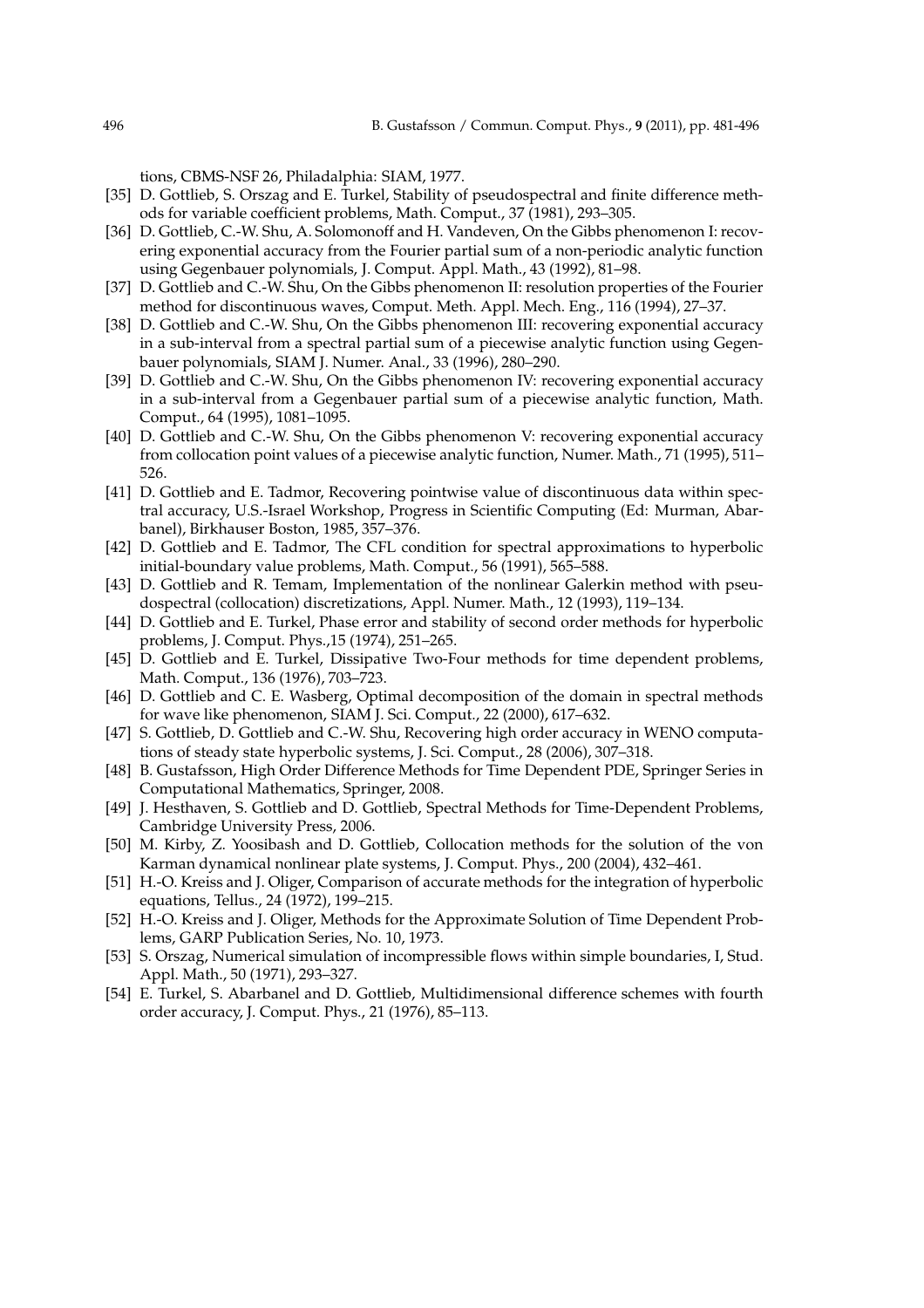tions, CBMS-NSF 26, Philadalphia: SIAM, 1977.

[35] D. Gottlieb, S. Orszag and E. Turkel, Stability of pseudospectral and finite difference methods for variable coefficient problems, Math. Comput., 37 (1981), 293–305.

[36] D. Gottlieb, C.-W. Shu, A. Solomonoff and H. Vandeven, On the Gibbs phenomenon I: recovering exponential accuracy from the Fourier partial sum of a non-periodic analytic function using Gegenbauer polynomials, J. Comput. Appl. Math., 43 (1992), 81–98.

[37] D. Gottlieb and C.-W. Shu, On the Gibbs phenomenon II: resolution properties of the Fourier method for discontinuous waves, Comput. Meth. Appl. Mech. Eng., 116 (1994), 27–37.

[38] D. Gottlieb and C.-W. Shu, On the Gibbs phenomenon III: recovering exponential accuracy in a sub-interval from a spectral partial sum of a piecewise analytic function using Gegenbauer polynomials, SIAM J. Numer. Anal., 33 (1996), 280–290.

[39] D. Gottlieb and C.-W. Shu, On the Gibbs phenomenon IV: recovering exponential accuracy in a sub-interval from a Gegenbauer partial sum of a piecewise analytic function, Math. Comput., 64 (1995), 1081–1095.

[40] D. Gottlieb and C.-W. Shu, On the Gibbs phenomenon V: recovering exponential accuracy from collocation point values of a piecewise analytic function, Numer. Math., 71 (1995), 511–526.

[41] D. Gottlieb and E. Tadmor, Recovering pointwise value of discontinuous data within spectral accuracy, U.S.-Israel Workshop, Progress in Scientific Computing (Ed: Murman, Abarbanel), Birkhauser Boston, 1985, 357–376.

[42] D. Gottlieb and E. Tadmor, The CFL condition for spectral approximations to hyperbolic initial-boundary value problems, Math. Comput., 56 (1991), 565–588.

[43] D. Gottlieb and R. Temam, Implementation of the nonlinear Galerkin method with pseudospectral (collocation) discretizations, Appl. Numer. Math., 12 (1993), 119–134.

[44] D. Gottlieb and E. Turkel, Phase error and stability of second order methods for hyperbolic problems, J. Comput. Phys.,15 (1974), 251–265.

[45] D. Gottlieb and E. Turkel, Dissipative Two-Four methods for time dependent problems, Math. Comput., 136 (1976), 703–723.

[46] D. Gottlieb and C. E. Wasberg, Optimal decomposition of the domain in spectral methods for wave like phenomenon, SIAM J. Sci. Comput., 22 (2000), 617–632.

[47] S. Gottlieb, D. Gottlieb and C.-W. Shu, Recovering high order accuracy in WENO computations of steady state hyperbolic systems, J. Sci. Comput., 28 (2006), 307–318.

[48] B. Gustafsson, High Order Difference Methods for Time Dependent PDE, Springer Series in Computational Mathematics, Springer, 2008.

[49] J. Hesthaven, S. Gottlieb and D. Gottlieb, Spectral Methods for Time-Dependent Problems, Cambridge University Press, 2006.

[50] M. Kirby, Z. Yoosibash and D. Gottlieb, Collocation methods for the solution of the von Karman dynamical nonlinear plate systems, J. Comput. Phys., 200 (2004), 432–461.

[51] H.-O. Kreiss and J. Oliger, Comparison of accurate methods for the integration of hyperbolic equations, Tellus., 24 (1972), 199–215.

[52] H.-O. Kreiss and J. Oliger, Methods for the Approximate Solution of Time Dependent Problems, GARP Publication Series, No. 10, 1973.

[53] S. Orszag, Numerical simulation of incompressible flows within simple boundaries, I, Stud. Appl. Math., 50 (1971), 293–327.

[54] E. Turkel, S. Abarbanel and D. Gottlieb, Multidimensional difference schemes with fourth order accuracy, J. Comput. Phys., 21 (1976), 85–113.